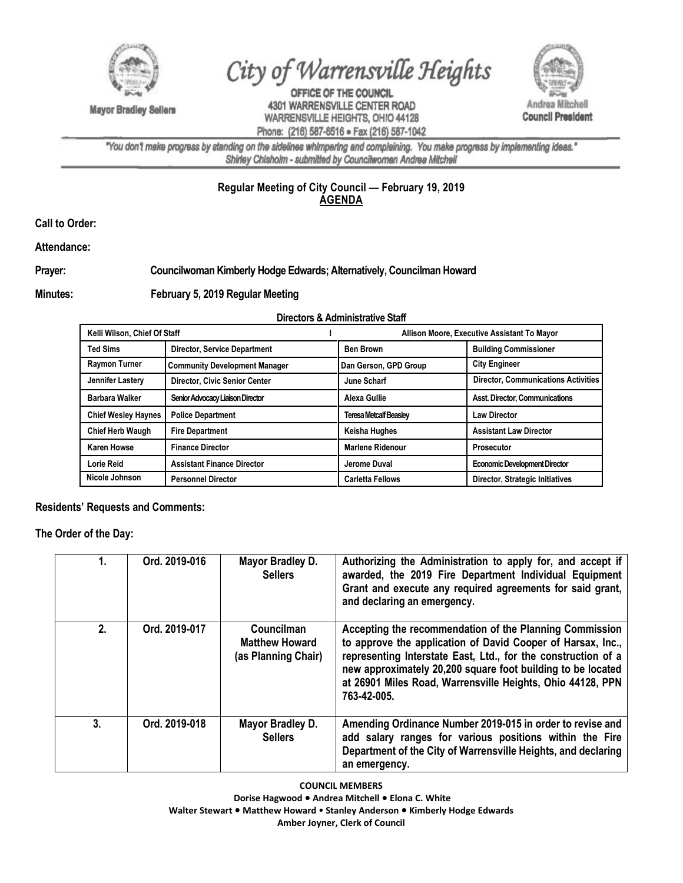# City of Warrensville Heights

**Mayor Bradley Sellers**

OFFICE OF THE COUNCIL
4301 WARRENSVILLE CENTER ROAD
WARRENSVILLE HEIGHTS, OHIO 44128
Phone: (216) 587-6516 • Fax (216) 587-1042

**Andrea Mitchell**
**Council President**

*"You don't make progress by standing on the sidelines whimpering and complaining. You make progress by implementing ideas."*
*Shirley Chisholm - submitted by Councilwoman Andrea Mitchell*

## Regular Meeting of City Council — February 19, 2019
## AGENDA

**Call to Order:**

**Attendance:**

**Prayer:** Councilwoman Kimberly Hodge Edwards; Alternatively, Councilman Howard

**Minutes:** February 5, 2019 Regular Meeting

**Directors & Administrative Staff**

| Kelli Wilson, Chief Of Staff | | Allison Moore, Executive Assistant To Mayor | |
|---|---|---|---|
| Ted Sims | Director, Service Department | Ben Brown | Building Commissioner |
| Raymon Turner | Community Development Manager | Dan Gerson, GPD Group | City Engineer |
| Jennifer Lastery | Director, Civic Senior Center | June Scharf | Director, Communications Activities |
| Barbara Walker | Senior Advocacy Liaison Director | Alexa Gullie | Asst. Director, Communications |
| Chief Wesley Haynes | Police Department | Teresa Metcalf Beasley | Law Director |
| Chief Herb Waugh | Fire Department | Keisha Hughes | Assistant Law Director |
| Karen Howse | Finance Director | Marlene Ridenour | Prosecutor |
| Lorie Reid | Assistant Finance Director | Jerome Duval | Economic Development Director |
| Nicole Johnson | Personnel Director | Carletta Fellows | Director, Strategic Initiatives |

**Residents' Requests and Comments:**

**The Order of the Day:**

| | | | |
|---|---|---|---|
| 1. | Ord. 2019-016 | Mayor Bradley D. Sellers | Authorizing the Administration to apply for, and accept if awarded, the 2019 Fire Department Individual Equipment Grant and execute any required agreements for said grant, and declaring an emergency. |
| 2. | Ord. 2019-017 | Councilman Matthew Howard (as Planning Chair) | Accepting the recommendation of the Planning Commission to approve the application of David Cooper of Harsax, Inc., representing Interstate East, Ltd., for the construction of a new approximately 20,200 square foot building to be located at 26901 Miles Road, Warrensville Heights, Ohio 44128, PPN 763-42-005. |
| 3. | Ord. 2019-018 | Mayor Bradley D. Sellers | Amending Ordinance Number 2019-015 in order to revise and add salary ranges for various positions within the Fire Department of the City of Warrensville Heights, and declaring an emergency. |

**COUNCIL MEMBERS**
Dorise Hagwood • Andrea Mitchell • Elona C. White
Walter Stewart • Matthew Howard • Stanley Anderson • Kimberly Hodge Edwards
Amber Joyner, Clerk of Council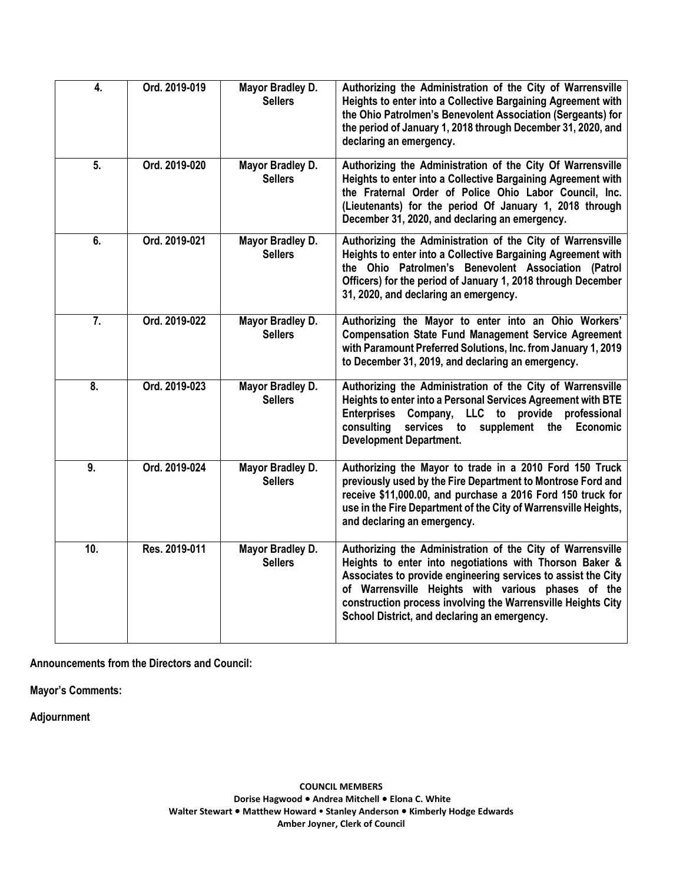| | | | |
|---|---|---|---|
| **4.** | **Ord. 2019-019** | **Mayor Bradley D. Sellers** | **Authorizing the Administration of the City of Warrensville Heights to enter into a Collective Bargaining Agreement with the Ohio Patrolmen's Benevolent Association (Sergeants) for the period of January 1, 2018 through December 31, 2020, and declaring an emergency.** |
| **5.** | **Ord. 2019-020** | **Mayor Bradley D. Sellers** | **Authorizing the Administration of the City Of Warrensville Heights to enter into a Collective Bargaining Agreement with the Fraternal Order of Police Ohio Labor Council, Inc. (Lieutenants) for the period Of January 1, 2018 through December 31, 2020, and declaring an emergency.** |
| **6.** | **Ord. 2019-021** | **Mayor Bradley D. Sellers** | **Authorizing the Administration of the City of Warrensville Heights to enter into a Collective Bargaining Agreement with the Ohio Patrolmen's Benevolent Association (Patrol Officers) for the period of January 1, 2018 through December 31, 2020, and declaring an emergency.** |
| **7.** | **Ord. 2019-022** | **Mayor Bradley D. Sellers** | **Authorizing the Mayor to enter into an Ohio Workers' Compensation State Fund Management Service Agreement with Paramount Preferred Solutions, Inc. from January 1, 2019 to December 31, 2019, and declaring an emergency.** |
| **8.** | **Ord. 2019-023** | **Mayor Bradley D. Sellers** | **Authorizing the Administration of the City of Warrensville Heights to enter into a Personal Services Agreement with BTE Enterprises Company, LLC to provide professional consulting services to supplement the Economic Development Department.** |
| **9.** | **Ord. 2019-024** | **Mayor Bradley D. Sellers** | **Authorizing the Mayor to trade in a 2010 Ford 150 Truck previously used by the Fire Department to Montrose Ford and receive \$11,000.00, and purchase a 2016 Ford 150 truck for use in the Fire Department of the City of Warrensville Heights, and declaring an emergency.** |
| **10.** | **Res. 2019-011** | **Mayor Bradley D. Sellers** | **Authorizing the Administration of the City of Warrensville Heights to enter into negotiations with Thorson Baker & Associates to provide engineering services to assist the City of Warrensville Heights with various phases of the construction process involving the Warrensville Heights City School District, and declaring an emergency.** |

**Announcements from the Directors and Council:**

**Mayor's Comments:**

**Adjournment**

**COUNCIL MEMBERS**
**Dorise Hagwood • Andrea Mitchell • Elona C. White**
**Walter Stewart • Matthew Howard • Stanley Anderson • Kimberly Hodge Edwards**
**Amber Joyner, Clerk of Council**